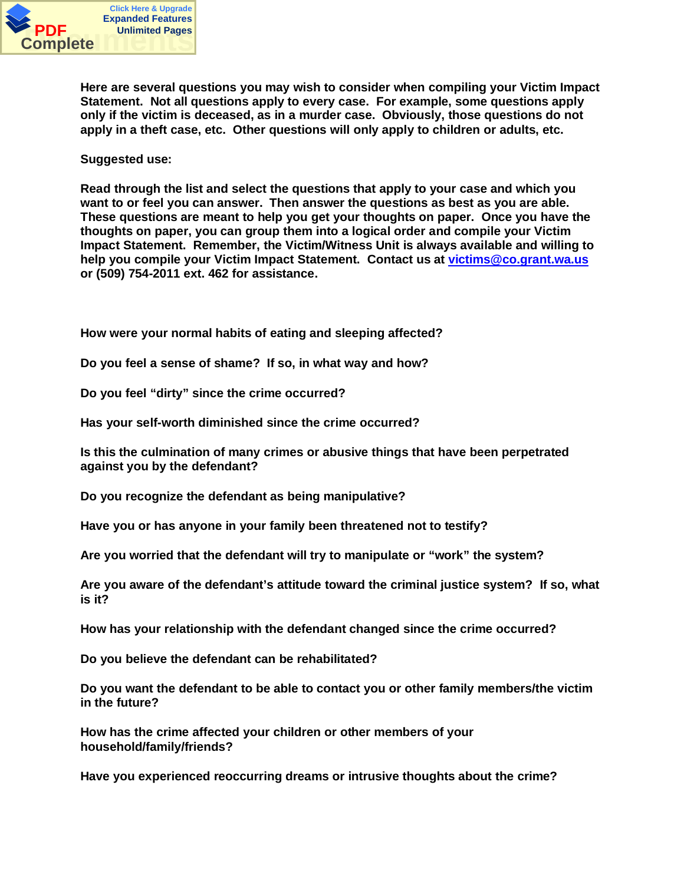**Here are several questions you may wish to consider when compiling your Victim Impact Statement. Not all questions apply to every case. For example, some questions apply only if the victim is deceased, as in a murder case. Obviously, those questions do not apply in a theft case, etc. Other questions will only apply to children or adults, etc.**

**Suggested use:**

**Read through the list and select the questions that apply to your case and which you want to or feel you can answer. Then answer the questions as best as you are able. These questions are meant to help you get your thoughts on paper. Once you have the thoughts on paper, you can group them into a logical order and compile your Victim Impact Statement. Remember, the Victim/Witness Unit is always available and willing to help you compile your Victim Impact Statement. Contact us at [victims@co.grant.wa.us](mailto:victims@co.grant.wa.us) or (509) 754-2011 ext. 462 for assistance.**

**How were your normal habits of eating and sleeping affected?**

**Do you feel a sense of shame? If so, in what way and how?**

**Do you feel "dirty" since the crime occurred?**

**Has your self-worth diminished since the crime occurred?**

**Is this the culmination of many crimes or abusive things that have been perpetrated against you by the defendant?**

**Do you recognize the defendant as being manipulative?**

**Have you or has anyone in your family been threatened not to testify?**

**Are you worried that the defendant will try to manipulate or "work" the system?**

**Are you aware of the defendant's attitude toward the criminal justice system? If so, what is it?**

**How has your relationship with the defendant changed since the crime occurred?**

**Do you believe the defendant can be rehabilitated?**

**Do you want the defendant to be able to contact you or other family members/the victim in the future?**

**How has the crime affected your children or other members of your household/family/friends?**

**Have you experienced reoccurring dreams or intrusive thoughts about the crime?**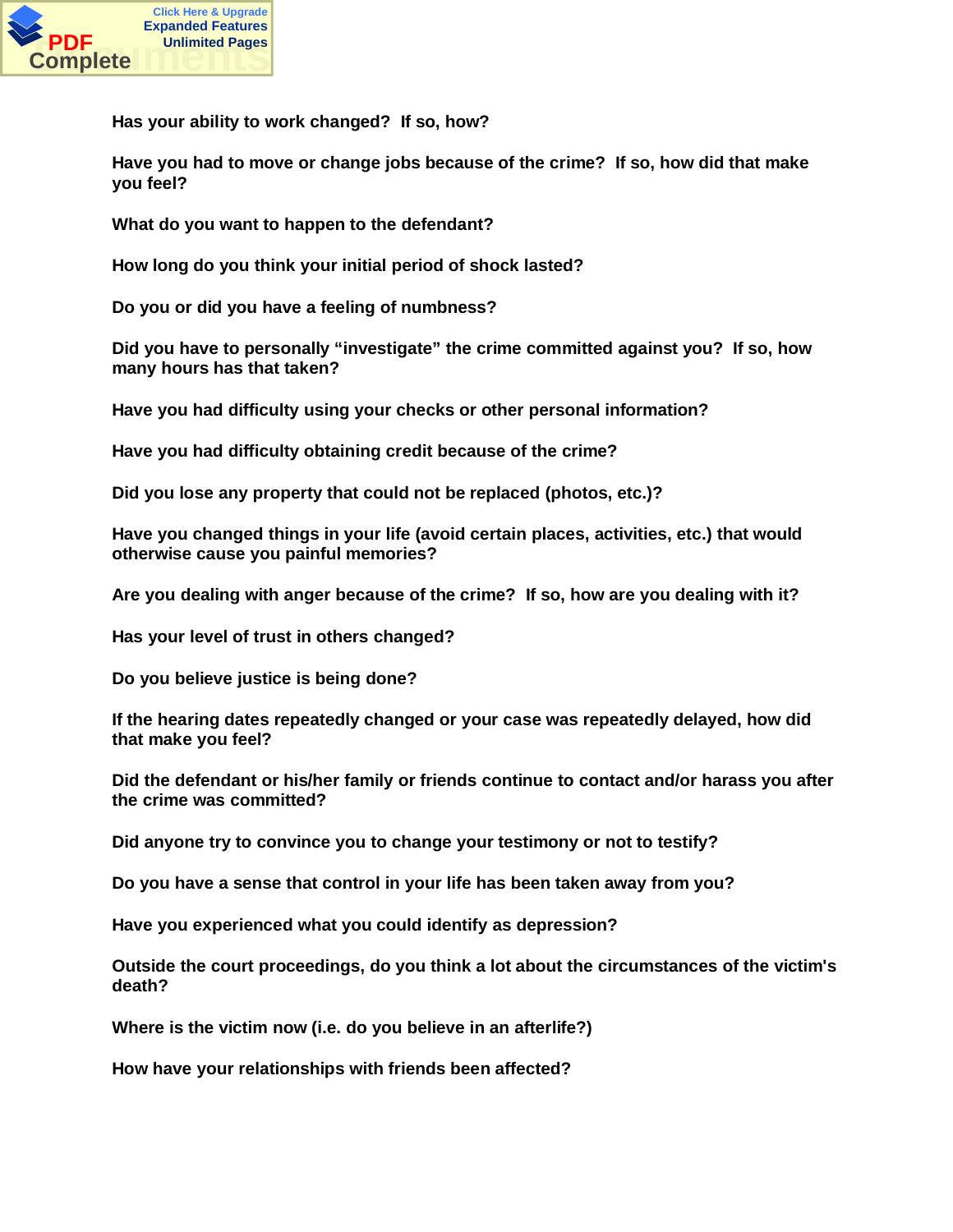**Has your ability to work changed?  If so, how?**

**Have you had to move or change jobs because of the crime?  If so, how did that make you feel?**

**What do you want to happen to the defendant?**

**How long do you think your initial period of shock lasted?**

**Do you or did you have a feeling of numbness?**

**Did you have to personally "investigate" the crime committed against you?  If so, how many hours has that taken?**

**Have you had difficulty using your checks or other personal information?**

**Have you had difficulty obtaining credit because of the crime?**

**Did you lose any property that could not be replaced (photos, etc.)?**

**Have you changed things in your life (avoid certain places, activities, etc.) that would otherwise cause you painful memories?**

**Are you dealing with anger because of the crime?  If so, how are you dealing with it?**

**Has your level of trust in others changed?**

**Do you believe justice is being done?**

**If the hearing dates repeatedly changed or your case was repeatedly delayed, how did that make you feel?**

**Did the defendant or his/her family or friends continue to contact and/or harass you after the crime was committed?**

**Did anyone try to convince you to change your testimony or not to testify?**

**Do you have a sense that control in your life has been taken away from you?**

**Have you experienced what you could identify as depression?**

**Outside the court proceedings, do you think a lot about the circumstances of the victim's death?**

**Where is the victim now (i.e. do you believe in an afterlife?)**

**How have your relationships with friends been affected?**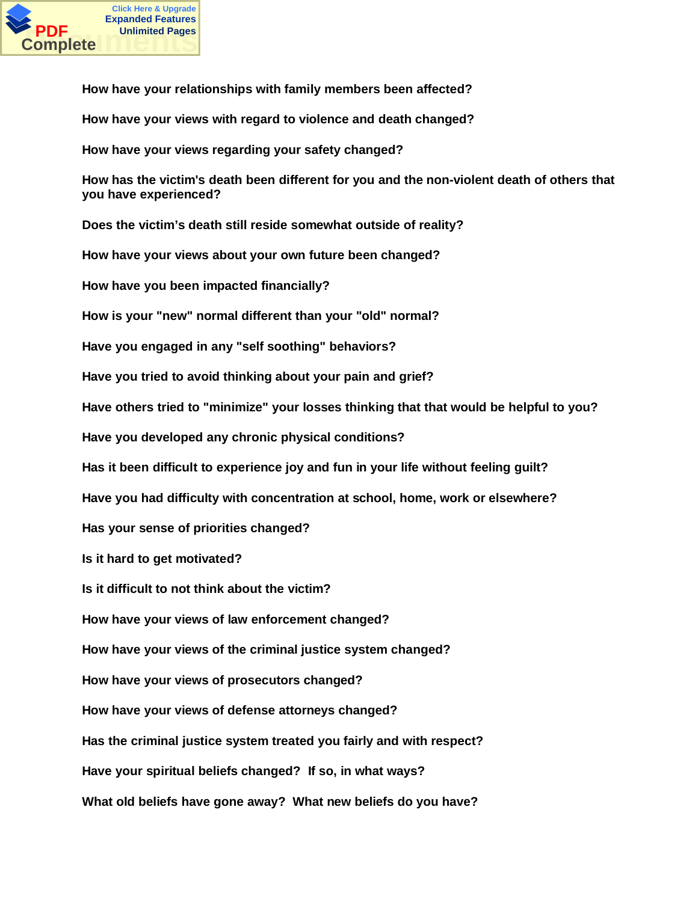**How have your relationships with family members been affected?**

**How have your views with regard to violence and death changed?**

**How have your views regarding your safety changed?**

**How has the victim's death been different for you and the non-violent death of others that you have experienced?**

**Does the victim's death still reside somewhat outside of reality?**

**How have your views about your own future been changed?**

**How have you been impacted financially?**

**How is your "new" normal different than your "old" normal?**

**Have you engaged in any "self soothing" behaviors?**

**Have you tried to avoid thinking about your pain and grief?**

**Have others tried to "minimize" your losses thinking that that would be helpful to you?**

**Have you developed any chronic physical conditions?**

**Has it been difficult to experience joy and fun in your life without feeling guilt?**

**Have you had difficulty with concentration at school, home, work or elsewhere?**

**Has your sense of priorities changed?**

**Is it hard to get motivated?**

**Is it difficult to not think about the victim?**

**How have your views of law enforcement changed?**

**How have your views of the criminal justice system changed?**

**How have your views of prosecutors changed?**

**How have your views of defense attorneys changed?**

**Has the criminal justice system treated you fairly and with respect?**

**Have your spiritual beliefs changed? If so, in what ways?**

**What old beliefs have gone away? What new beliefs do you have?**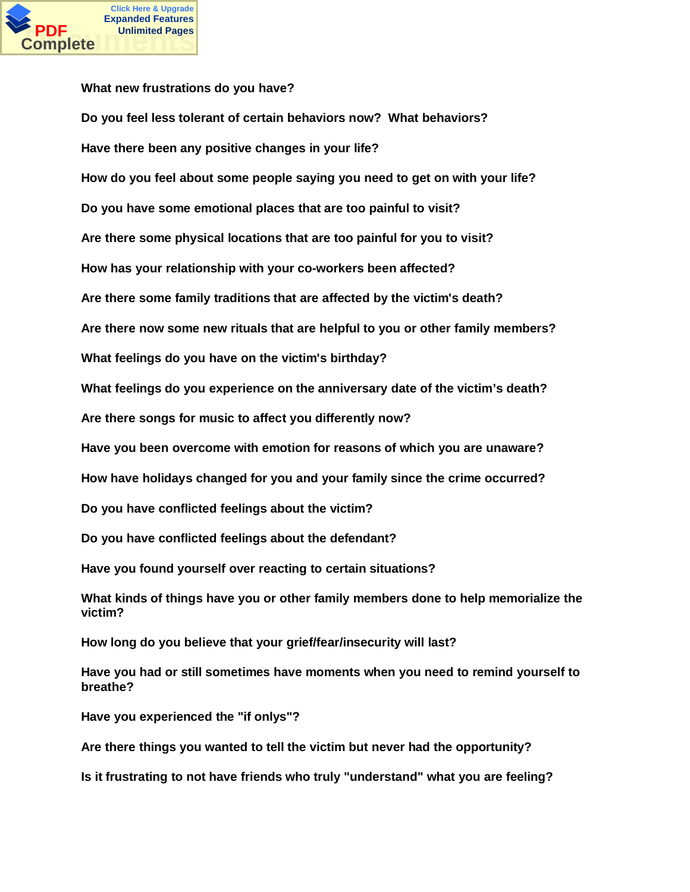**What new frustrations do you have?**

**Do you feel less tolerant of certain behaviors now?  What behaviors?**

**Have there been any positive changes in your life?**

**How do you feel about some people saying you need to get on with your life?**

**Do you have some emotional places that are too painful to visit?**

**Are there some physical locations that are too painful for you to visit?**

**How has your relationship with your co-workers been affected?**

**Are there some family traditions that are affected by the victim's death?**

**Are there now some new rituals that are helpful to you or other family members?**

**What feelings do you have on the victim's birthday?**

**What feelings do you experience on the anniversary date of the victim's death?**

**Are there songs for music to affect you differently now?**

**Have you been overcome with emotion for reasons of which you are unaware?**

**How have holidays changed for you and your family since the crime occurred?**

**Do you have conflicted feelings about the victim?**

**Do you have conflicted feelings about the defendant?**

**Have you found yourself over reacting to certain situations?**

**What kinds of things have you or other family members done to help memorialize the victim?**

**How long do you believe that your grief/fear/insecurity will last?**

**Have you had or still sometimes have moments when you need to remind yourself to breathe?**

**Have you experienced the "if onlys"?**

**Are there things you wanted to tell the victim but never had the opportunity?**

**Is it frustrating to not have friends who truly "understand" what you are feeling?**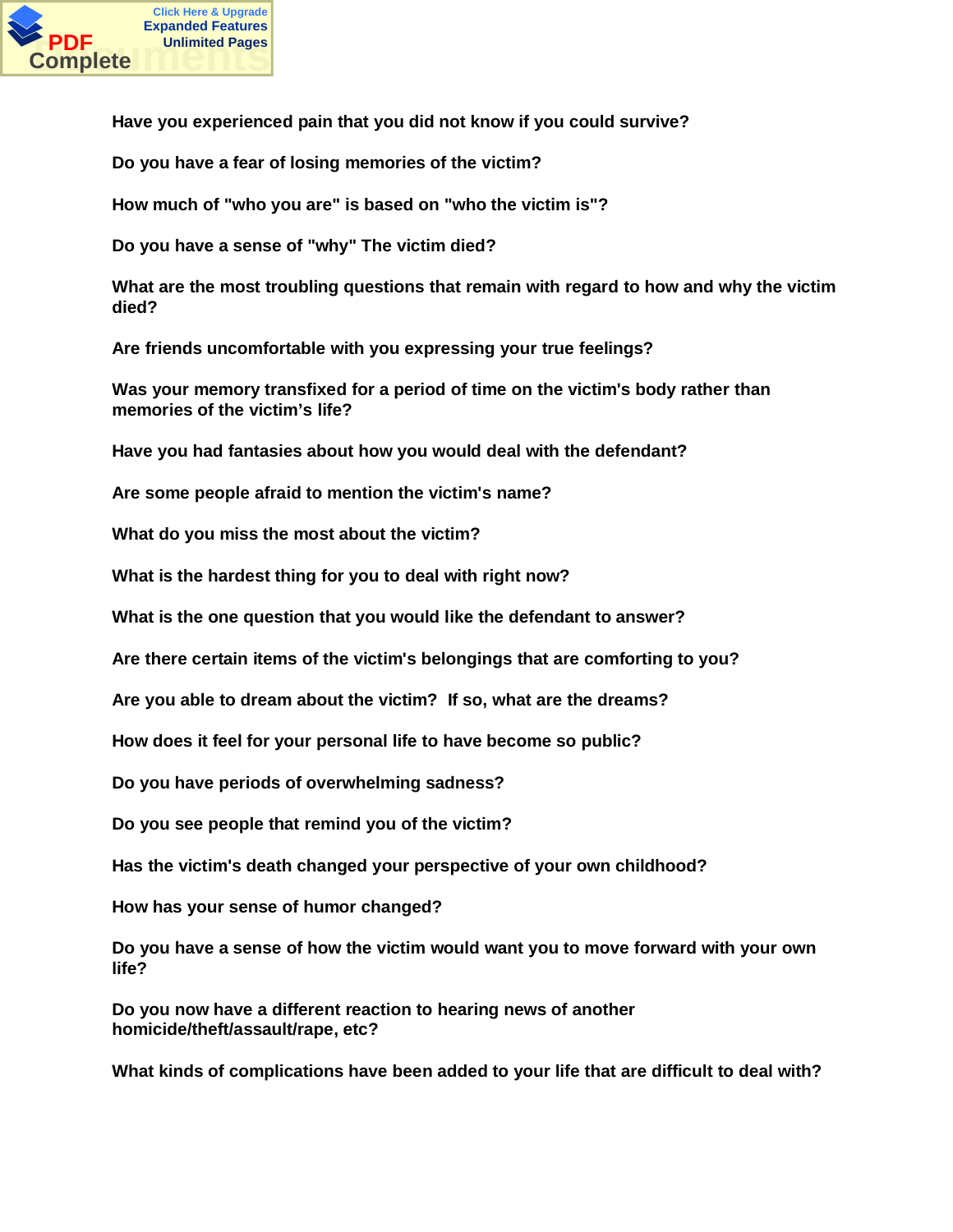**Have you experienced pain that you did not know if you could survive?**

**Do you have a fear of losing memories of the victim?**

**How much of "who you are" is based on "who the victim is"?**

**Do you have a sense of "why" The victim died?**

**What are the most troubling questions that remain with regard to how and why the victim died?**

**Are friends uncomfortable with you expressing your true feelings?**

**Was your memory transfixed for a period of time on the victim's body rather than memories of the victim's life?**

**Have you had fantasies about how you would deal with the defendant?**

**Are some people afraid to mention the victim's name?**

**What do you miss the most about the victim?**

**What is the hardest thing for you to deal with right now?**

**What is the one question that you would like the defendant to answer?**

**Are there certain items of the victim's belongings that are comforting to you?**

**Are you able to dream about the victim? If so, what are the dreams?**

**How does it feel for your personal life to have become so public?**

**Do you have periods of overwhelming sadness?**

**Do you see people that remind you of the victim?**

**Has the victim's death changed your perspective of your own childhood?**

**How has your sense of humor changed?**

**Do you have a sense of how the victim would want you to move forward with your own life?**

**Do you now have a different reaction to hearing news of another homicide/theft/assault/rape, etc?**

**What kinds of complications have been added to your life that are difficult to deal with?**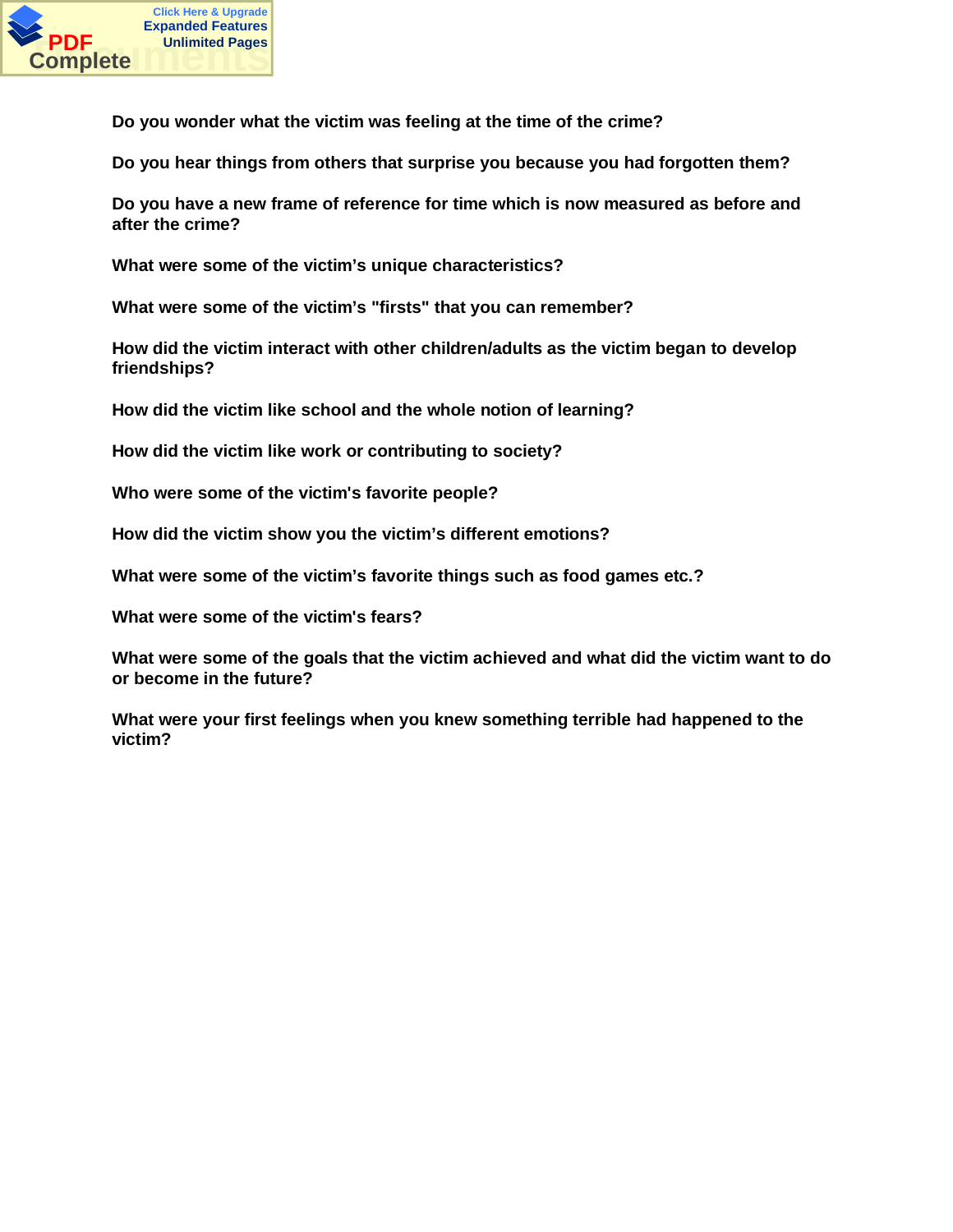**Do you wonder what the victim was feeling at the time of the crime?**

**Do you hear things from others that surprise you because you had forgotten them?**

**Do you have a new frame of reference for time which is now measured as before and after the crime?**

**What were some of the victim's unique characteristics?**

**What were some of the victim's "firsts" that you can remember?**

**How did the victim interact with other children/adults as the victim began to develop friendships?**

**How did the victim like school and the whole notion of learning?**

**How did the victim like work or contributing to society?**

**Who were some of the victim's favorite people?**

**How did the victim show you the victim's different emotions?**

**What were some of the victim's favorite things such as food games etc.?**

**What were some of the victim's fears?**

**What were some of the goals that the victim achieved and what did the victim want to do or become in the future?**

**What were your first feelings when you knew something terrible had happened to the victim?**